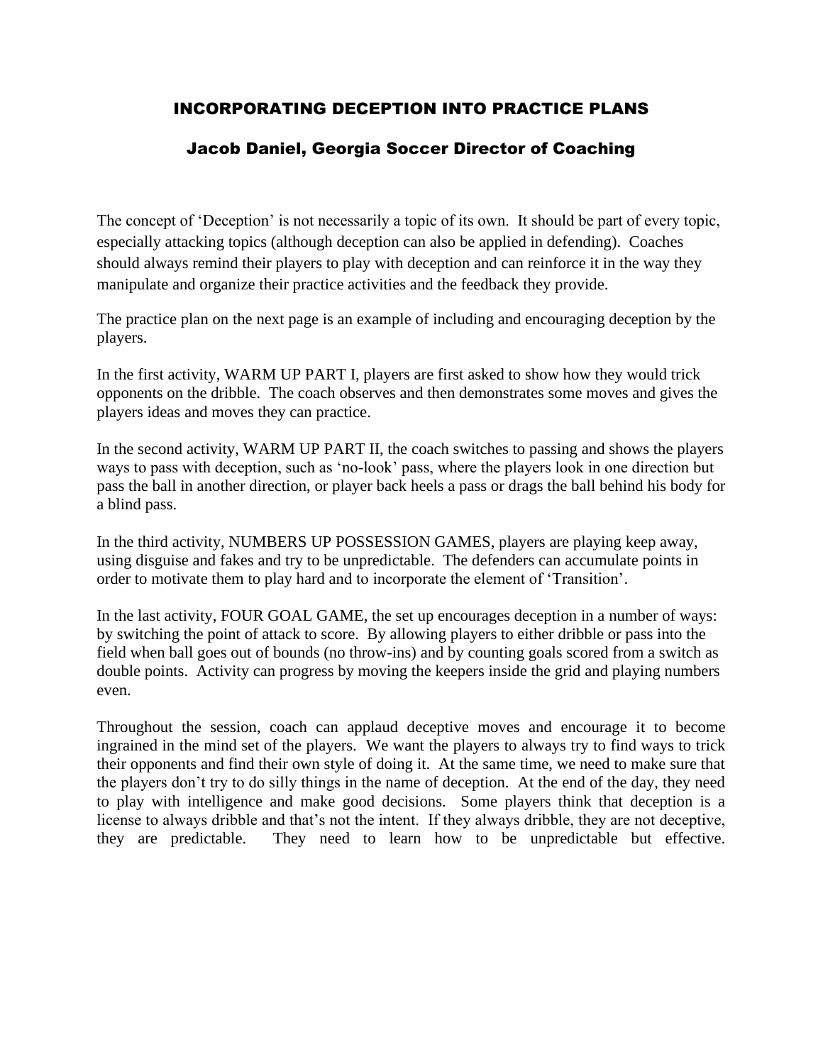# INCORPORATING DECEPTION INTO PRACTICE PLANS

## Jacob Daniel, Georgia Soccer Director of Coaching

The concept of 'Deception' is not necessarily a topic of its own. It should be part of every topic, especially attacking topics (although deception can also be applied in defending). Coaches should always remind their players to play with deception and can reinforce it in the way they manipulate and organize their practice activities and the feedback they provide.

The practice plan on the next page is an example of including and encouraging deception by the players.

In the first activity, WARM UP PART I, players are first asked to show how they would trick opponents on the dribble. The coach observes and then demonstrates some moves and gives the players ideas and moves they can practice.

In the second activity, WARM UP PART II, the coach switches to passing and shows the players ways to pass with deception, such as 'no-look' pass, where the players look in one direction but pass the ball in another direction, or player back heels a pass or drags the ball behind his body for a blind pass.

In the third activity, NUMBERS UP POSSESSION GAMES, players are playing keep away, using disguise and fakes and try to be unpredictable. The defenders can accumulate points in order to motivate them to play hard and to incorporate the element of 'Transition'.

In the last activity, FOUR GOAL GAME, the set up encourages deception in a number of ways: by switching the point of attack to score. By allowing players to either dribble or pass into the field when ball goes out of bounds (no throw-ins) and by counting goals scored from a switch as double points. Activity can progress by moving the keepers inside the grid and playing numbers even.

Throughout the session, coach can applaud deceptive moves and encourage it to become ingrained in the mind set of the players. We want the players to always try to find ways to trick their opponents and find their own style of doing it. At the same time, we need to make sure that the players don't try to do silly things in the name of deception. At the end of the day, they need to play with intelligence and make good decisions. Some players think that deception is a license to always dribble and that's not the intent. If they always dribble, they are not deceptive, they are predictable. They need to learn how to be unpredictable but effective.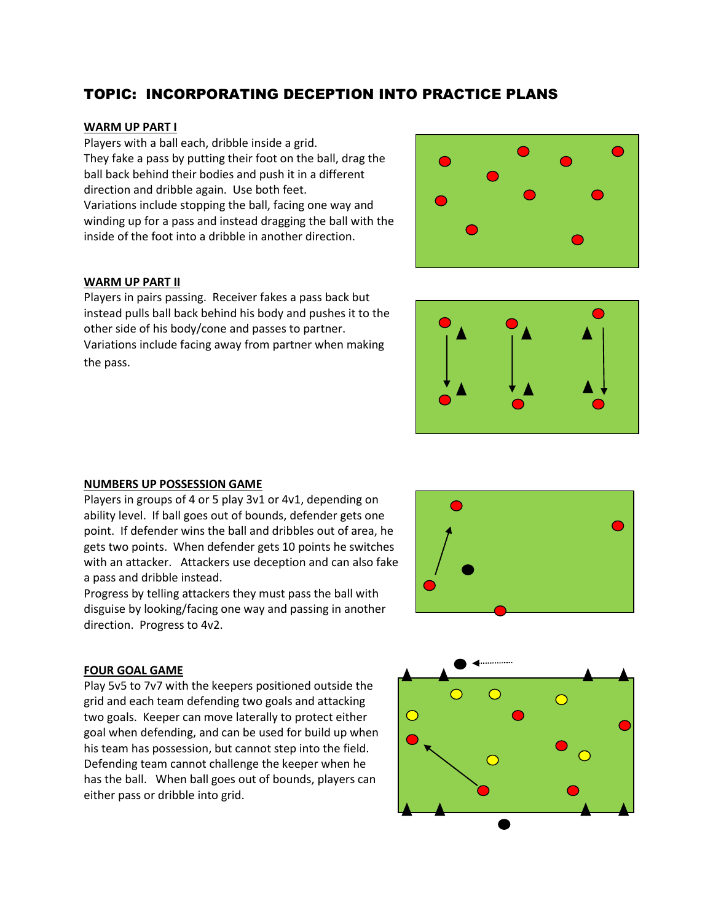# TOPIC: INCORPORATING DECEPTION INTO PRACTICE PLANS

**WARM UP PART I**

Players with a ball each, dribble inside a grid.
They fake a pass by putting their foot on the ball, drag the ball back behind their bodies and push it in a different direction and dribble again. Use both feet.
Variations include stopping the ball, facing one way and winding up for a pass and instead dragging the ball with the inside of the foot into a dribble in another direction.

**WARM UP PART II**

Players in pairs passing. Receiver fakes a pass back but instead pulls ball back behind his body and pushes it to the other side of his body/cone and passes to partner.
Variations include facing away from partner when making the pass.

**NUMBERS UP POSSESSION GAME**

Players in groups of 4 or 5 play 3v1 or 4v1, depending on ability level. If ball goes out of bounds, defender gets one point. If defender wins the ball and dribbles out of area, he gets two points. When defender gets 10 points he switches with an attacker. Attackers use deception and can also fake a pass and dribble instead.
Progress by telling attackers they must pass the ball with disguise by looking/facing one way and passing in another direction. Progress to 4v2.

**FOUR GOAL GAME**

Play 5v5 to 7v7 with the keepers positioned outside the grid and each team defending two goals and attacking two goals. Keeper can move laterally to protect either goal when defending, and can be used for build up when his team has possession, but cannot step into the field. Defending team cannot challenge the keeper when he has the ball. When ball goes out of bounds, players can either pass or dribble into grid.